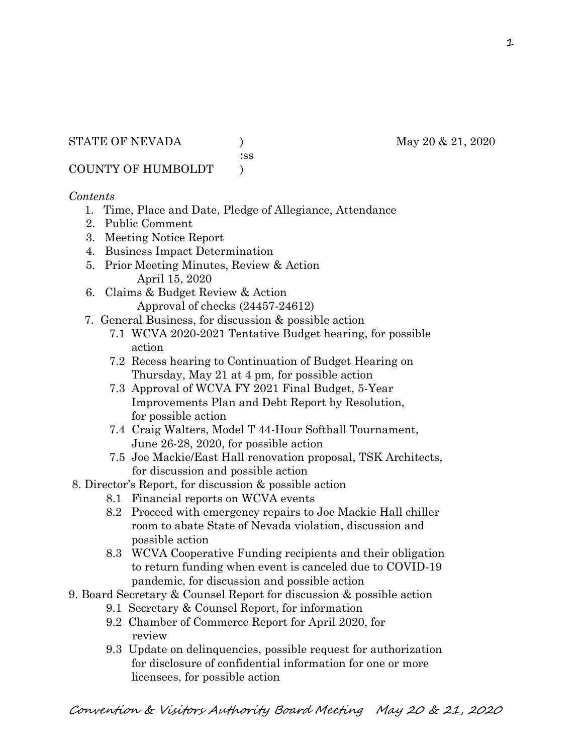STATE OF NEVADA )
:ss
COUNTY OF HUMBOLDT )

May 20 & 21, 2020

*Contents*

1. Time, Place and Date, Pledge of Allegiance, Attendance
2. Public Comment
3. Meeting Notice Report
4. Business Impact Determination
5. Prior Meeting Minutes, Review & Action
   April 15, 2020
6. Claims & Budget Review & Action
   Approval of checks (24457-24612)
7. General Business, for discussion & possible action
   - 7.1 WCVA 2020-2021 Tentative Budget hearing, for possible action
   - 7.2 Recess hearing to Continuation of Budget Hearing on Thursday, May 21 at 4 pm, for possible action
   - 7.3 Approval of WCVA FY 2021 Final Budget, 5-Year Improvements Plan and Debt Report by Resolution, for possible action
   - 7.4 Craig Walters, Model T 44-Hour Softball Tournament, June 26-28, 2020, for possible action
   - 7.5 Joe Mackie/East Hall renovation proposal, TSK Architects, for discussion and possible action
8. Director's Report, for discussion & possible action
   - 8.1 Financial reports on WCVA events
   - 8.2 Proceed with emergency repairs to Joe Mackie Hall chiller room to abate State of Nevada violation, discussion and possible action
   - 8.3 WCVA Cooperative Funding recipients and their obligation to return funding when event is canceled due to COVID-19 pandemic, for discussion and possible action
9. Board Secretary & Counsel Report for discussion & possible action
   - 9.1 Secretary & Counsel Report, for information
   - 9.2 Chamber of Commerce Report for April 2020, for review
   - 9.3 Update on delinquencies, possible request for authorization for disclosure of confidential information for one or more licensees, for possible action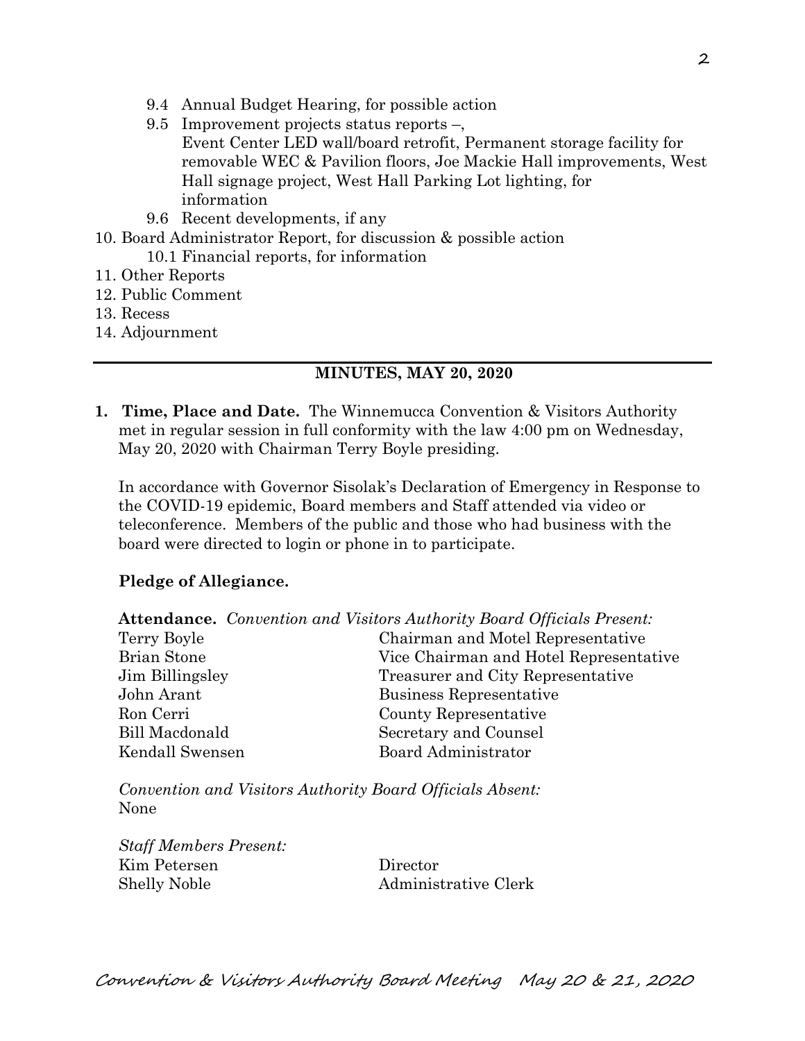- 9.4 Annual Budget Hearing, for possible action
   - 9.5 Improvement projects status reports –, Event Center LED wall/board retrofit, Permanent storage facility for removable WEC & Pavilion floors, Joe Mackie Hall improvements, West Hall signage project, West Hall Parking Lot lighting, for information
   - 9.6 Recent developments, if any
10. Board Administrator Report, for discussion & possible action
    - 10.1 Financial reports, for information
11. Other Reports
12. Public Comment
13. Recess
14. Adjournment

---

## MINUTES, MAY 20, 2020

1. **Time, Place and Date.** The Winnemucca Convention & Visitors Authority met in regular session in full conformity with the law 4:00 pm on Wednesday, May 20, 2020 with Chairman Terry Boyle presiding.

   In accordance with Governor Sisolak's Declaration of Emergency in Response to the COVID-19 epidemic, Board members and Staff attended via video or teleconference. Members of the public and those who had business with the board were directed to login or phone in to participate.

   **Pledge of Allegiance.**

   **Attendance.** *Convention and Visitors Authority Board Officials Present:*

   | | |
   |---|---|
   | Terry Boyle | Chairman and Motel Representative |
   | Brian Stone | Vice Chairman and Hotel Representative |
   | Jim Billingsley | Treasurer and City Representative |
   | John Arant | Business Representative |
   | Ron Cerri | County Representative |
   | Bill Macdonald | Secretary and Counsel |
   | Kendall Swensen | Board Administrator |

   *Convention and Visitors Authority Board Officials Absent:*
   None

   *Staff Members Present:*

   | | |
   |---|---|
   | Kim Petersen | Director |
   | Shelly Noble | Administrative Clerk |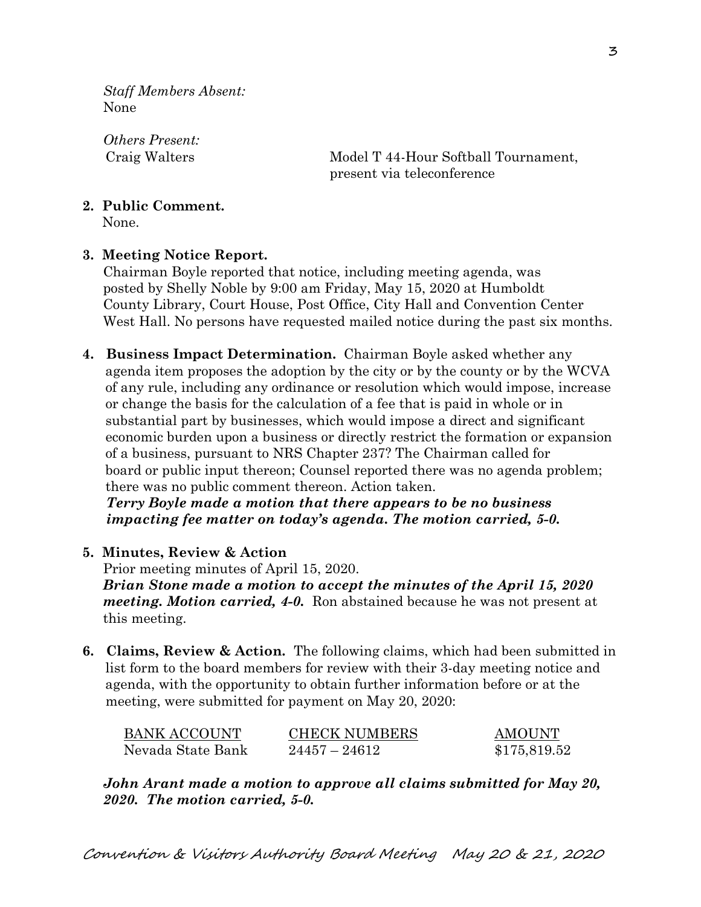*Staff Members Absent:*
None

*Others Present:*

| | |
|---|---|
| Craig Walters | Model T 44-Hour Softball Tournament, present via teleconference |

**2. Public Comment.**
None.

**3. Meeting Notice Report.**
Chairman Boyle reported that notice, including meeting agenda, was posted by Shelly Noble by 9:00 am Friday, May 15, 2020 at Humboldt County Library, Court House, Post Office, City Hall and Convention Center West Hall. No persons have requested mailed notice during the past six months.

**4. Business Impact Determination.** Chairman Boyle asked whether any agenda item proposes the adoption by the city or by the county or by the WCVA of any rule, including any ordinance or resolution which would impose, increase or change the basis for the calculation of a fee that is paid in whole or in substantial part by businesses, which would impose a direct and significant economic burden upon a business or directly restrict the formation or expansion of a business, pursuant to NRS Chapter 237? The Chairman called for board or public input thereon; Counsel reported there was no agenda problem; there was no public comment thereon. Action taken.
***Terry Boyle made a motion that there appears to be no business impacting fee matter on today's agenda. The motion carried, 5-0.***

**5. Minutes, Review & Action**
Prior meeting minutes of April 15, 2020.
***Brian Stone made a motion to accept the minutes of the April 15, 2020 meeting. Motion carried, 4-0.*** Ron abstained because he was not present at this meeting.

**6. Claims, Review & Action.** The following claims, which had been submitted in list form to the board members for review with their 3-day meeting notice and agenda, with the opportunity to obtain further information before or at the meeting, were submitted for payment on May 20, 2020:

| BANK ACCOUNT | CHECK NUMBERS | AMOUNT |
|---|---|---|
| Nevada State Bank | 24457 – 24612 | $175,819.52 |

***John Arant made a motion to approve all claims submitted for May 20, 2020. The motion carried, 5-0.***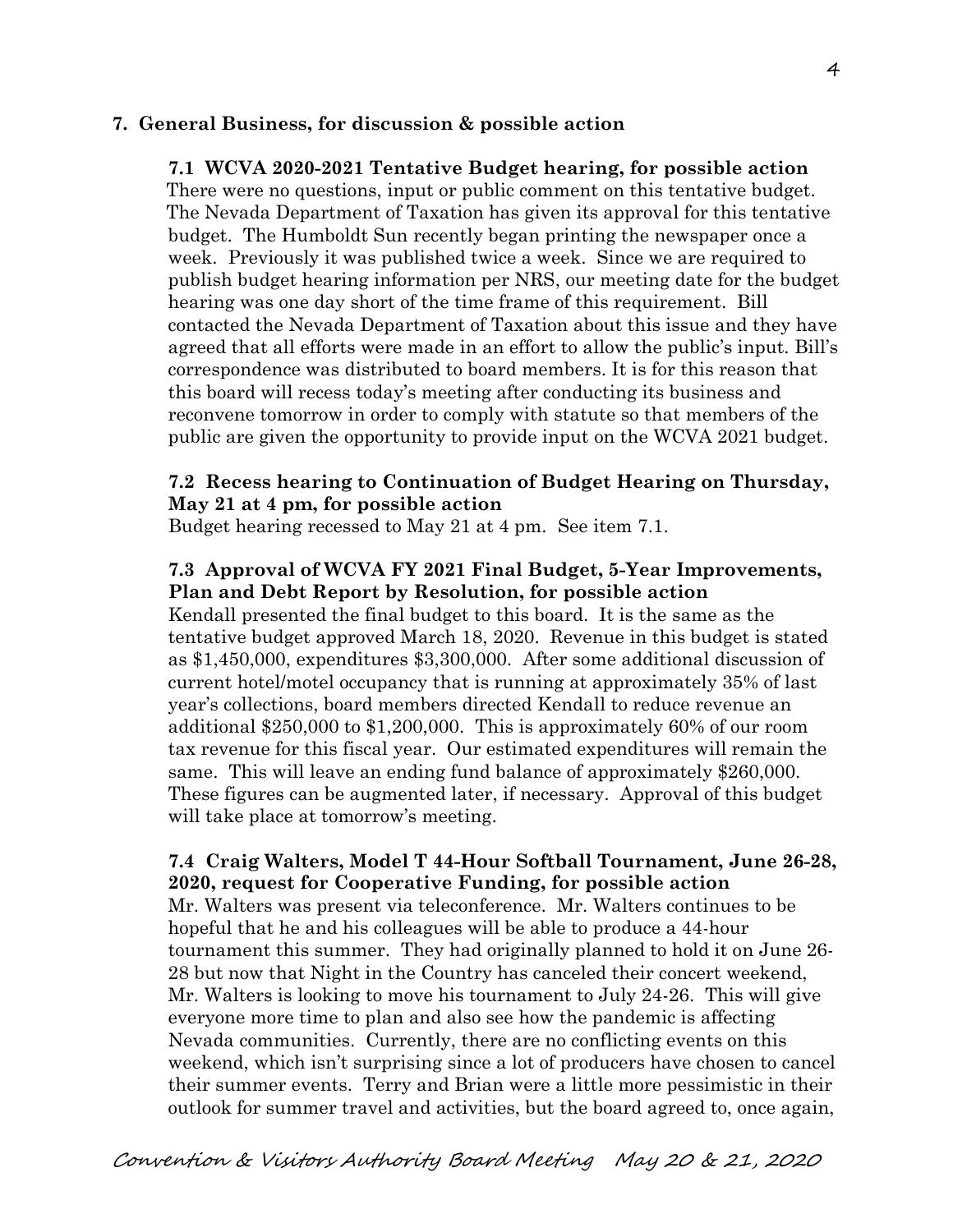**7. General Business, for discussion & possible action**

**7.1 WCVA 2020-2021 Tentative Budget hearing, for possible action**

There were no questions, input or public comment on this tentative budget. The Nevada Department of Taxation has given its approval for this tentative budget. The Humboldt Sun recently began printing the newspaper once a week. Previously it was published twice a week. Since we are required to publish budget hearing information per NRS, our meeting date for the budget hearing was one day short of the time frame of this requirement. Bill contacted the Nevada Department of Taxation about this issue and they have agreed that all efforts were made in an effort to allow the public's input. Bill's correspondence was distributed to board members. It is for this reason that this board will recess today's meeting after conducting its business and reconvene tomorrow in order to comply with statute so that members of the public are given the opportunity to provide input on the WCVA 2021 budget.

**7.2 Recess hearing to Continuation of Budget Hearing on Thursday, May 21 at 4 pm, for possible action**

Budget hearing recessed to May 21 at 4 pm. See item 7.1.

**7.3 Approval of WCVA FY 2021 Final Budget, 5-Year Improvements, Plan and Debt Report by Resolution, for possible action**

Kendall presented the final budget to this board. It is the same as the tentative budget approved March 18, 2020. Revenue in this budget is stated as $1,450,000, expenditures $3,300,000. After some additional discussion of current hotel/motel occupancy that is running at approximately 35% of last year's collections, board members directed Kendall to reduce revenue an additional $250,000 to $1,200,000. This is approximately 60% of our room tax revenue for this fiscal year. Our estimated expenditures will remain the same. This will leave an ending fund balance of approximately $260,000. These figures can be augmented later, if necessary. Approval of this budget will take place at tomorrow's meeting.

**7.4 Craig Walters, Model T 44-Hour Softball Tournament, June 26-28, 2020, request for Cooperative Funding, for possible action**

Mr. Walters was present via teleconference. Mr. Walters continues to be hopeful that he and his colleagues will be able to produce a 44-hour tournament this summer. They had originally planned to hold it on June 26-28 but now that Night in the Country has canceled their concert weekend, Mr. Walters is looking to move his tournament to July 24-26. This will give everyone more time to plan and also see how the pandemic is affecting Nevada communities. Currently, there are no conflicting events on this weekend, which isn't surprising since a lot of producers have chosen to cancel their summer events. Terry and Brian were a little more pessimistic in their outlook for summer travel and activities, but the board agreed to, once again,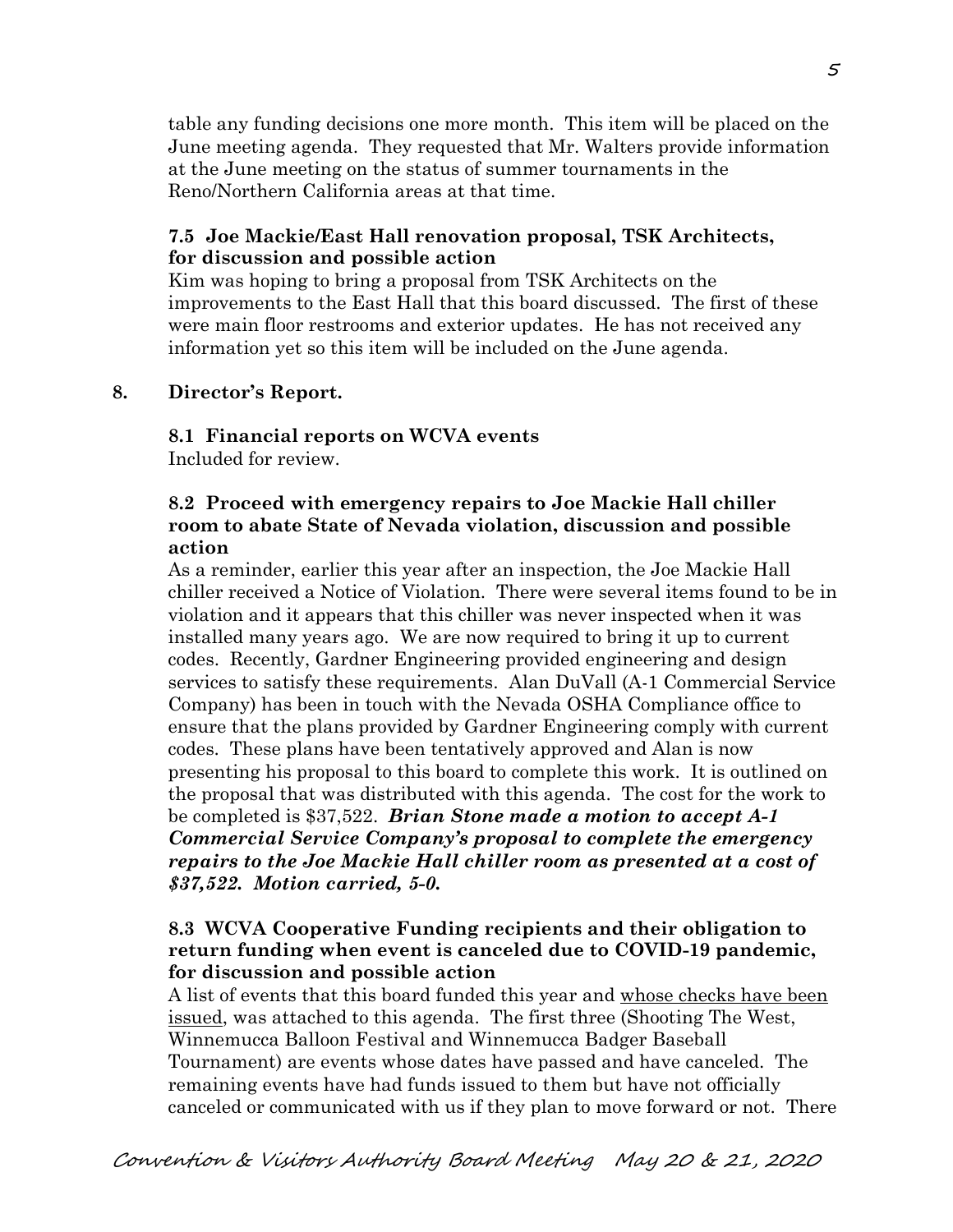table any funding decisions one more month. This item will be placed on the June meeting agenda. They requested that Mr. Walters provide information at the June meeting on the status of summer tournaments in the Reno/Northern California areas at that time.

**7.5 Joe Mackie/East Hall renovation proposal, TSK Architects, for discussion and possible action**

Kim was hoping to bring a proposal from TSK Architects on the improvements to the East Hall that this board discussed. The first of these were main floor restrooms and exterior updates. He has not received any information yet so this item will be included on the June agenda.

## 8. Director's Report.

**8.1 Financial reports on WCVA events**

Included for review.

**8.2 Proceed with emergency repairs to Joe Mackie Hall chiller room to abate State of Nevada violation, discussion and possible action**

As a reminder, earlier this year after an inspection, the Joe Mackie Hall chiller received a Notice of Violation. There were several items found to be in violation and it appears that this chiller was never inspected when it was installed many years ago. We are now required to bring it up to current codes. Recently, Gardner Engineering provided engineering and design services to satisfy these requirements. Alan DuVall (A-1 Commercial Service Company) has been in touch with the Nevada OSHA Compliance office to ensure that the plans provided by Gardner Engineering comply with current codes. These plans have been tentatively approved and Alan is now presenting his proposal to this board to complete this work. It is outlined on the proposal that was distributed with this agenda. The cost for the work to be completed is $37,522. ***Brian Stone made a motion to accept A-1 Commercial Service Company's proposal to complete the emergency repairs to the Joe Mackie Hall chiller room as presented at a cost of $37,522. Motion carried, 5-0.***

**8.3 WCVA Cooperative Funding recipients and their obligation to return funding when event is canceled due to COVID-19 pandemic, for discussion and possible action**

A list of events that this board funded this year and <u>whose checks have been issued</u>, was attached to this agenda. The first three (Shooting The West, Winnemucca Balloon Festival and Winnemucca Badger Baseball Tournament) are events whose dates have passed and have canceled. The remaining events have had funds issued to them but have not officially canceled or communicated with us if they plan to move forward or not. There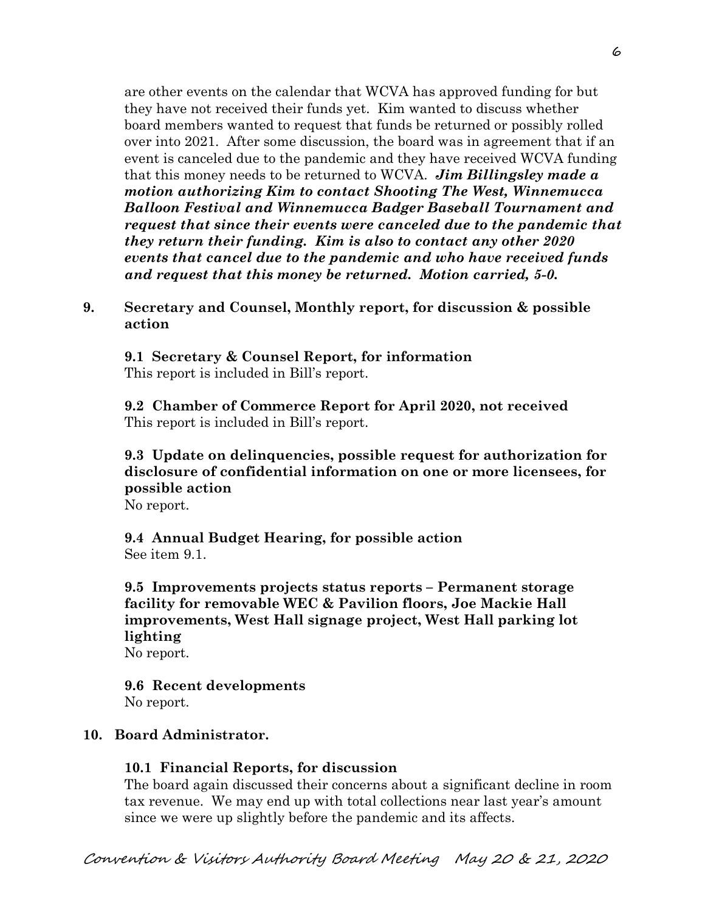are other events on the calendar that WCVA has approved funding for but they have not received their funds yet. Kim wanted to discuss whether board members wanted to request that funds be returned or possibly rolled over into 2021. After some discussion, the board was in agreement that if an event is canceled due to the pandemic and they have received WCVA funding that this money needs to be returned to WCVA. ***Jim Billingsley made a motion authorizing Kim to contact Shooting The West, Winnemucca Balloon Festival and Winnemucca Badger Baseball Tournament and request that since their events were canceled due to the pandemic that they return their funding. Kim is also to contact any other 2020 events that cancel due to the pandemic and who have received funds and request that this money be returned. Motion carried, 5-0.***

**9. Secretary and Counsel, Monthly report, for discussion & possible action**

**9.1 Secretary & Counsel Report, for information**
This report is included in Bill's report.

**9.2 Chamber of Commerce Report for April 2020, not received**
This report is included in Bill's report.

**9.3 Update on delinquencies, possible request for authorization for disclosure of confidential information on one or more licensees, for possible action**
No report.

**9.4 Annual Budget Hearing, for possible action**
See item 9.1.

**9.5 Improvements projects status reports – Permanent storage facility for removable WEC & Pavilion floors, Joe Mackie Hall improvements, West Hall signage project, West Hall parking lot lighting**
No report.

**9.6 Recent developments**
No report.

**10. Board Administrator.**

**10.1 Financial Reports, for discussion**
The board again discussed their concerns about a significant decline in room tax revenue. We may end up with total collections near last year's amount since we were up slightly before the pandemic and its affects.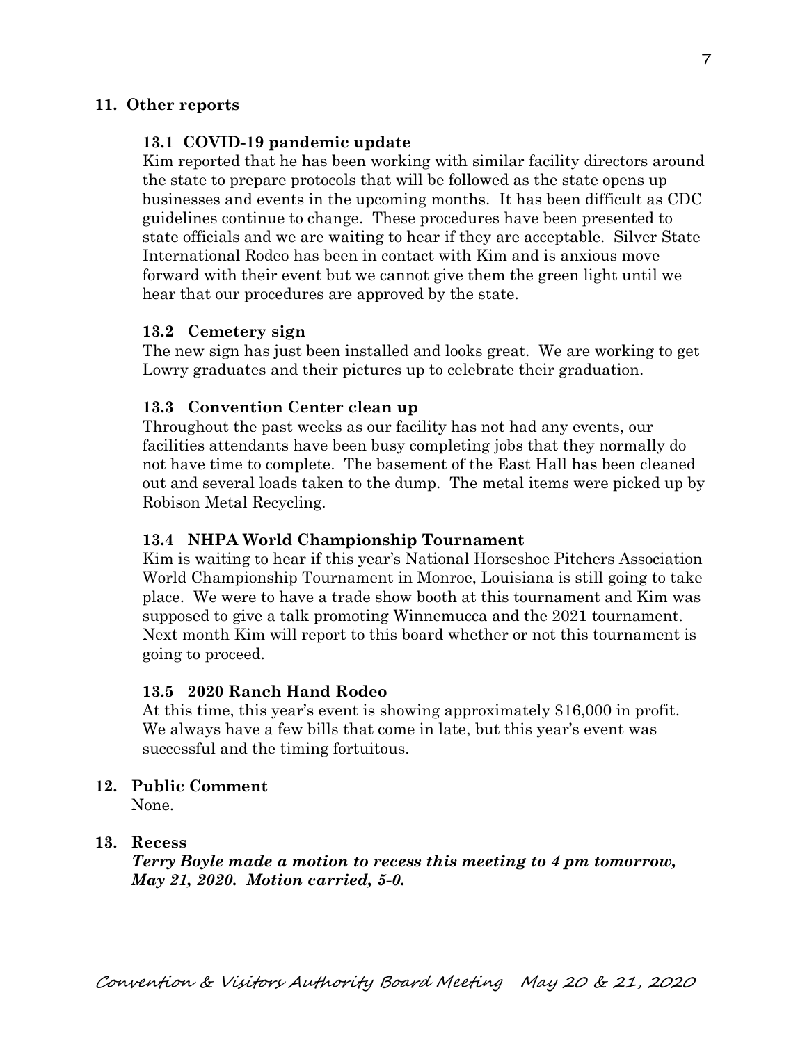**11. Other reports**

**13.1 COVID-19 pandemic update**

Kim reported that he has been working with similar facility directors around the state to prepare protocols that will be followed as the state opens up businesses and events in the upcoming months. It has been difficult as CDC guidelines continue to change. These procedures have been presented to state officials and we are waiting to hear if they are acceptable. Silver State International Rodeo has been in contact with Kim and is anxious move forward with their event but we cannot give them the green light until we hear that our procedures are approved by the state.

**13.2 Cemetery sign**

The new sign has just been installed and looks great. We are working to get Lowry graduates and their pictures up to celebrate their graduation.

**13.3 Convention Center clean up**

Throughout the past weeks as our facility has not had any events, our facilities attendants have been busy completing jobs that they normally do not have time to complete. The basement of the East Hall has been cleaned out and several loads taken to the dump. The metal items were picked up by Robison Metal Recycling.

**13.4 NHPA World Championship Tournament**

Kim is waiting to hear if this year's National Horseshoe Pitchers Association World Championship Tournament in Monroe, Louisiana is still going to take place. We were to have a trade show booth at this tournament and Kim was supposed to give a talk promoting Winnemucca and the 2021 tournament. Next month Kim will report to this board whether or not this tournament is going to proceed.

**13.5 2020 Ranch Hand Rodeo**

At this time, this year's event is showing approximately $16,000 in profit. We always have a few bills that come in late, but this year's event was successful and the timing fortuitous.

**12. Public Comment**

None.

**13. Recess**

***Terry Boyle made a motion to recess this meeting to 4 pm tomorrow, May 21, 2020. Motion carried, 5-0.***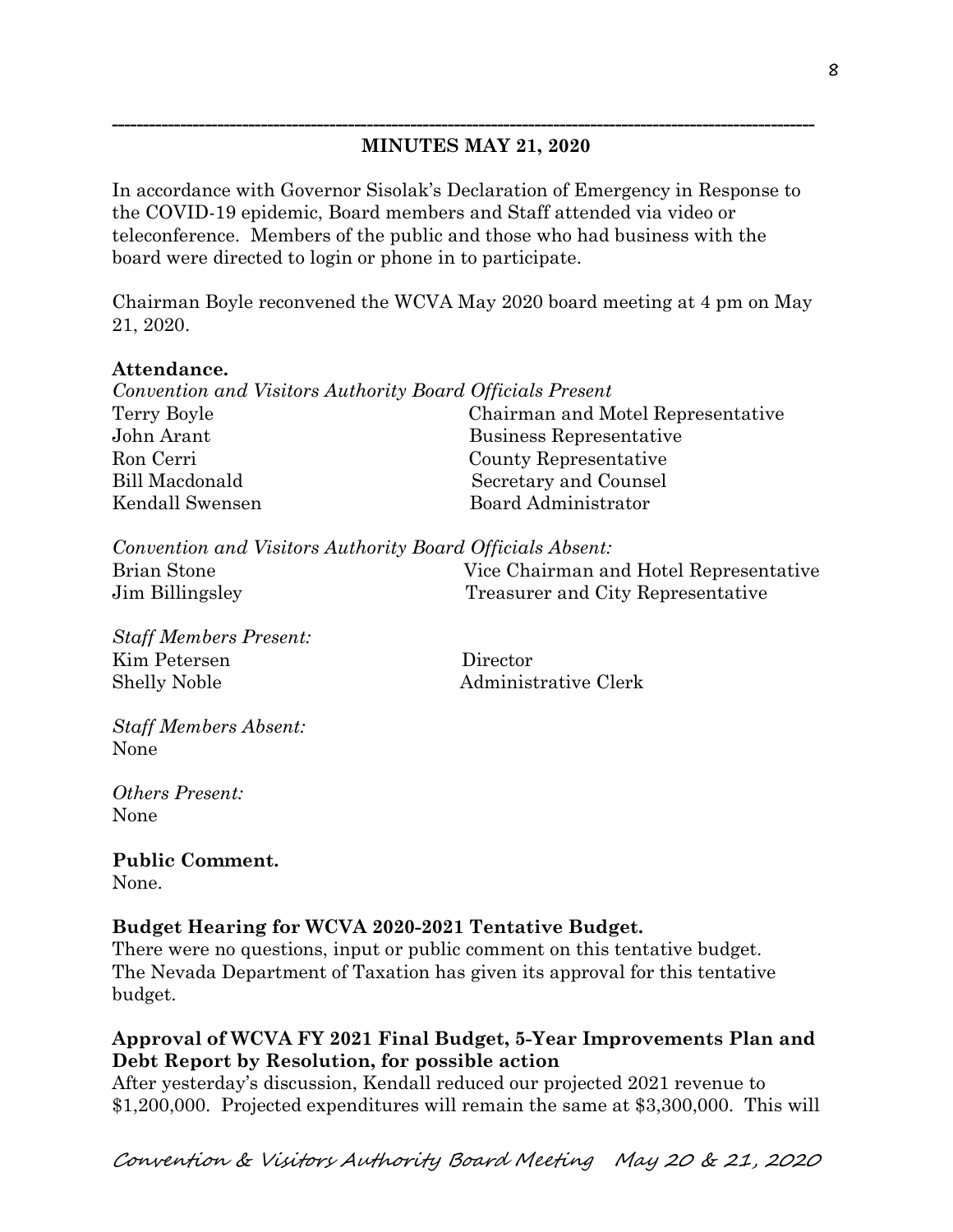## MINUTES MAY 21, 2020

In accordance with Governor Sisolak's Declaration of Emergency in Response to the COVID-19 epidemic, Board members and Staff attended via video or teleconference. Members of the public and those who had business with the board were directed to login or phone in to participate.

Chairman Boyle reconvened the WCVA May 2020 board meeting at 4 pm on May 21, 2020.

**Attendance.**

*Convention and Visitors Authority Board Officials Present*

| | |
|---|---|
| Terry Boyle | Chairman and Motel Representative |
| John Arant | Business Representative |
| Ron Cerri | County Representative |
| Bill Macdonald | Secretary and Counsel |
| Kendall Swensen | Board Administrator |

*Convention and Visitors Authority Board Officials Absent:*

| | |
|---|---|
| Brian Stone | Vice Chairman and Hotel Representative |
| Jim Billingsley | Treasurer and City Representative |

*Staff Members Present:*

| | |
|---|---|
| Kim Petersen | Director |
| Shelly Noble | Administrative Clerk |

*Staff Members Absent:*
None

*Others Present:*
None

**Public Comment.**
None.

**Budget Hearing for WCVA 2020-2021 Tentative Budget.**
There were no questions, input or public comment on this tentative budget. The Nevada Department of Taxation has given its approval for this tentative budget.

**Approval of WCVA FY 2021 Final Budget, 5-Year Improvements Plan and Debt Report by Resolution, for possible action**
After yesterday's discussion, Kendall reduced our projected 2021 revenue to $1,200,000. Projected expenditures will remain the same at $3,300,000. This will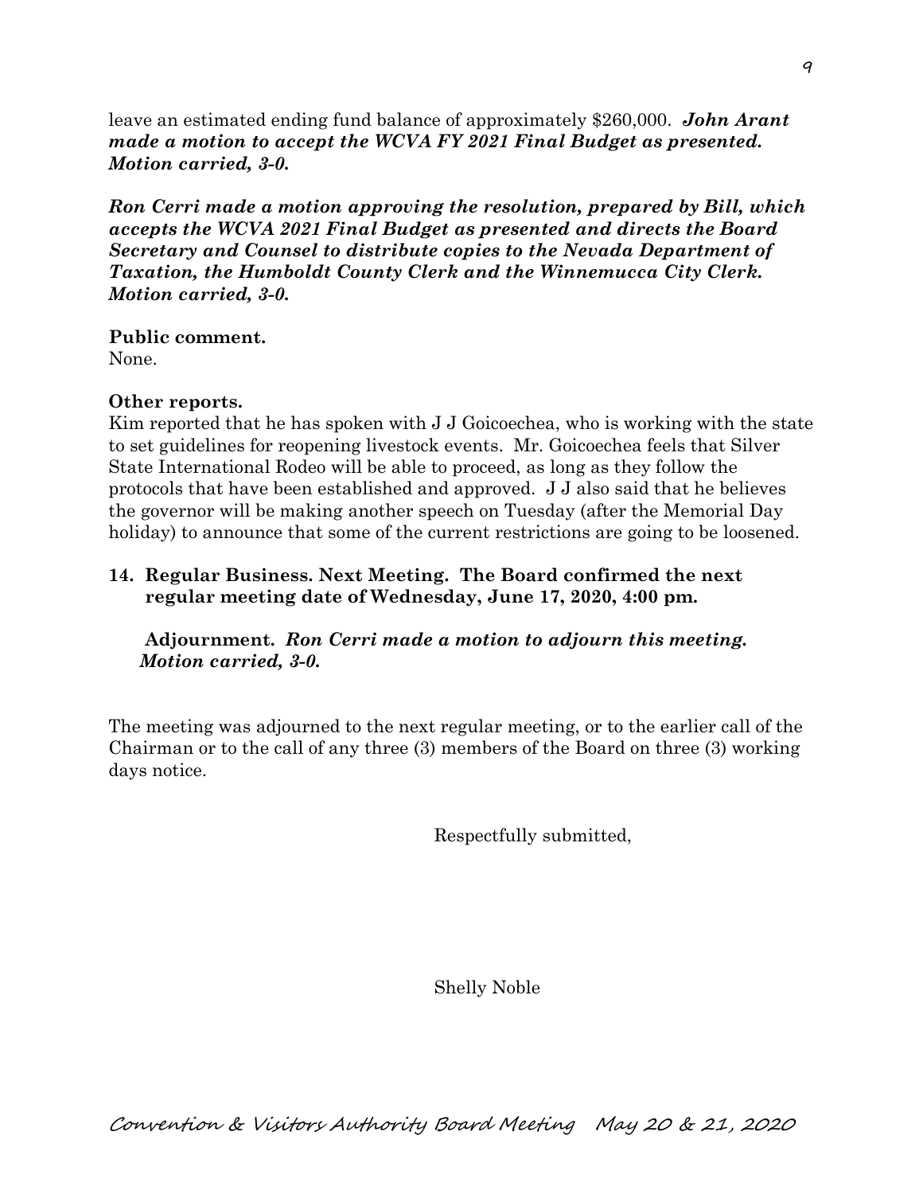leave an estimated ending fund balance of approximately $260,000. ***John Arant made a motion to accept the WCVA FY 2021 Final Budget as presented. Motion carried, 3-0.***

***Ron Cerri made a motion approving the resolution, prepared by Bill, which accepts the WCVA 2021 Final Budget as presented and directs the Board Secretary and Counsel to distribute copies to the Nevada Department of Taxation, the Humboldt County Clerk and the Winnemucca City Clerk. Motion carried, 3-0.***

**Public comment.**
None.

**Other reports.**
Kim reported that he has spoken with J J Goicoechea, who is working with the state to set guidelines for reopening livestock events. Mr. Goicoechea feels that Silver State International Rodeo will be able to proceed, as long as they follow the protocols that have been established and approved. J J also said that he believes the governor will be making another speech on Tuesday (after the Memorial Day holiday) to announce that some of the current restrictions are going to be loosened.

**14. Regular Business. Next Meeting. The Board confirmed the next regular meeting date of Wednesday, June 17, 2020, 4:00 pm.**

**Adjournment.** ***Ron Cerri made a motion to adjourn this meeting. Motion carried, 3-0.***

The meeting was adjourned to the next regular meeting, or to the earlier call of the Chairman or to the call of any three (3) members of the Board on three (3) working days notice.

Respectfully submitted,

Shelly Noble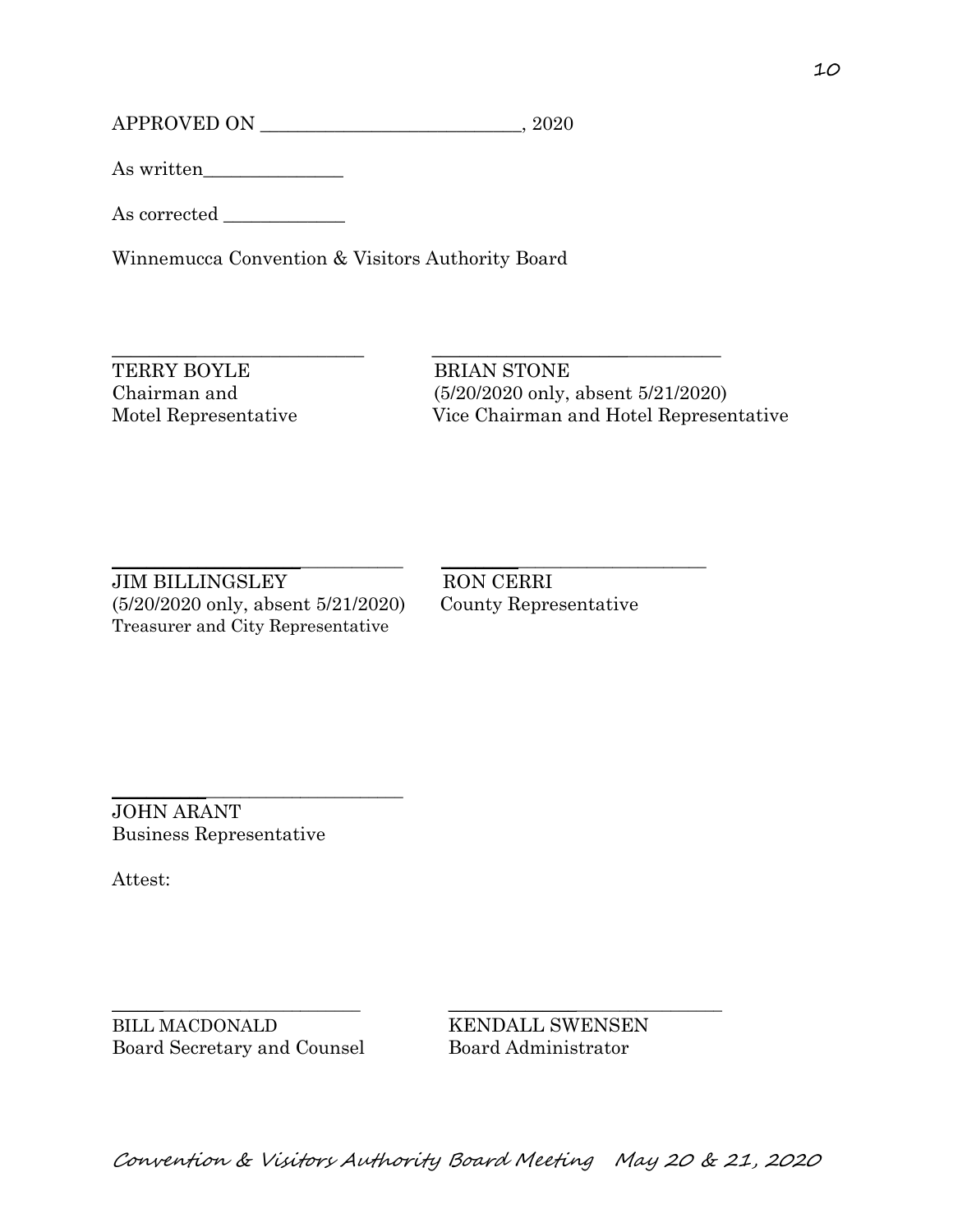APPROVED ON ____________________________, 2020

As written_______________

As corrected _____________

Winnemucca Convention & Visitors Authority Board

____________________________

TERRY BOYLE
Chairman and
Motel Representative

____________________________

BRIAN STONE
(5/20/2020 only, absent 5/21/2020)
Vice Chairman and Hotel Representative

____________________________

JIM BILLINGSLEY
(5/20/2020 only, absent 5/21/2020)
Treasurer and City Representative

____________________________

RON CERRI
County Representative

____________________________

JOHN ARANT
Business Representative

Attest:

____________________________

BILL MACDONALD
Board Secretary and Counsel

____________________________

KENDALL SWENSEN
Board Administrator